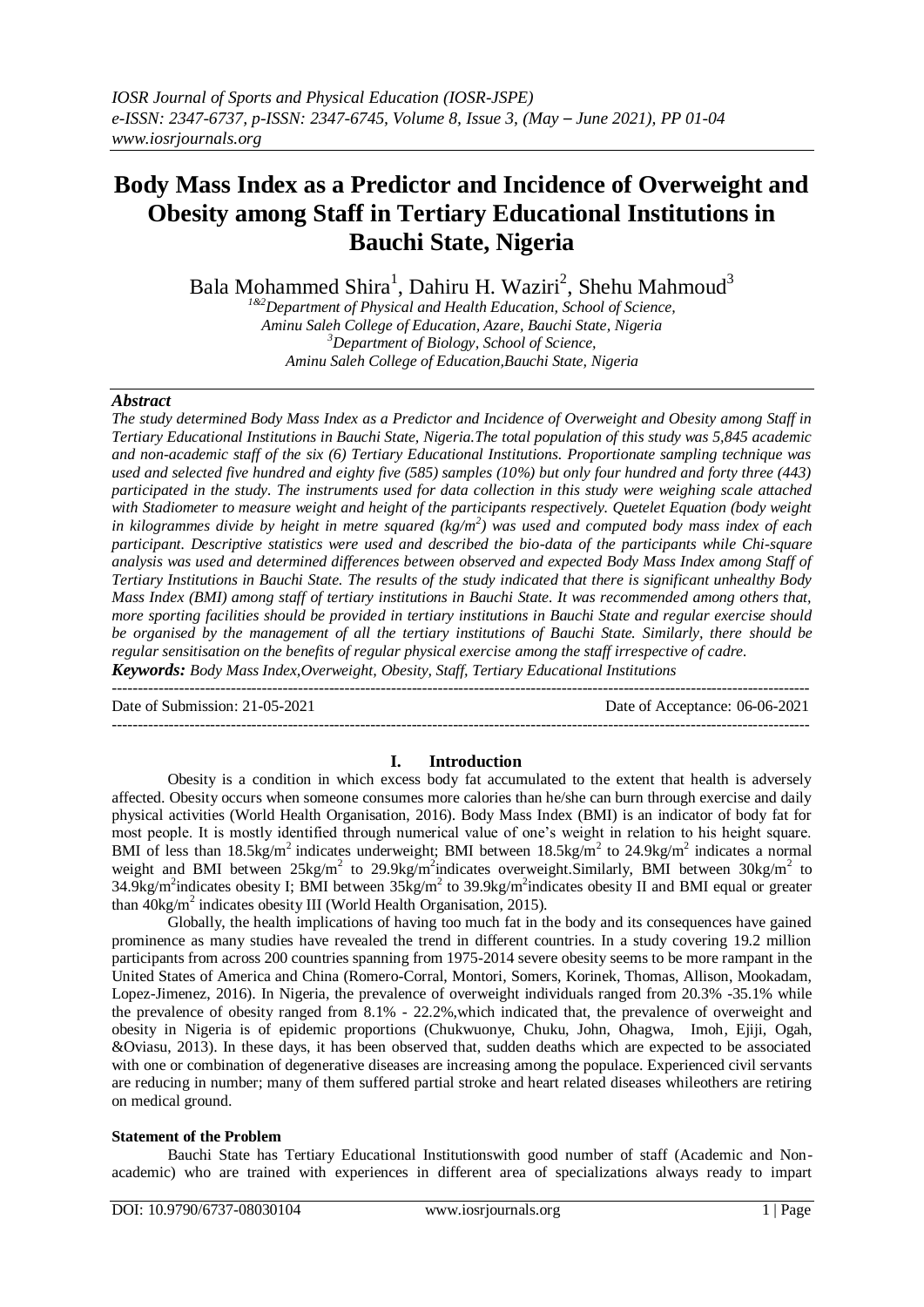*IOSR Journal of Sports and Physical Education (IOSR-JSPE)*
*e-ISSN: 2347-6737, p-ISSN: 2347-6745, Volume 8, Issue 3, (May – June 2021), PP 01-04*
*www.iosrjournals.org*

# Body Mass Index as a Predictor and Incidence of Overweight and Obesity among Staff in Tertiary Educational Institutions in Bauchi State, Nigeria

Bala Mohammed Shira[1], Dahiru H. Waziri[2], Shehu Mahmoud[3]

[1&2]Department of Physical and Health Education, School of Science, Aminu Saleh College of Education, Azare, Bauchi State, Nigeria
[3]Department of Biology, School of Science, Aminu Saleh College of Education,Bauchi State, Nigeria

### *Abstract*

*The study determined Body Mass Index as a Predictor and Incidence of Overweight and Obesity among Staff in Tertiary Educational Institutions in Bauchi State, Nigeria.The total population of this study was 5,845 academic and non-academic staff of the six (6) Tertiary Educational Institutions. Proportionate sampling technique was used and selected five hundred and eighty five (585) samples (10%) but only four hundred and forty three (443) participated in the study. The instruments used for data collection in this study were weighing scale attached with Stadiometer to measure weight and height of the participants respectively. Quetelet Equation (body weight in kilogrammes divide by height in metre squared (kg/m$^2$) was used and computed body mass index of each participant. Descriptive statistics were used and described the bio-data of the participants while Chi-square analysis was used and determined differences between observed and expected Body Mass Index among Staff of Tertiary Institutions in Bauchi State. The results of the study indicated that there is significant unhealthy Body Mass Index (BMI) among staff of tertiary institutions in Bauchi State. It was recommended among others that, more sporting facilities should be provided in tertiary institutions in Bauchi State and regular exercise should be organised by the management of all the tertiary institutions of Bauchi State. Similarly, there should be regular sensitisation on the benefits of regular physical exercise among the staff irrespective of cadre.*

***Keywords:*** *Body Mass Index,Overweight, Obesity, Staff, Tertiary Educational Institutions*

---

Date of Submission: 21-05-2021 Date of Acceptance: 06-06-2021

---

## I. Introduction

Obesity is a condition in which excess body fat accumulated to the extent that health is adversely affected. Obesity occurs when someone consumes more calories than he/she can burn through exercise and daily physical activities (World Health Organisation, 2016). Body Mass Index (BMI) is an indicator of body fat for most people. It is mostly identified through numerical value of one's weight in relation to his height square. BMI of less than 18.5kg/m$^2$ indicates underweight; BMI between 18.5kg/m$^2$ to 24.9kg/m$^2$ indicates a normal weight and BMI between 25kg/m$^2$ to 29.9kg/m$^2$indicates overweight.Similarly, BMI between 30kg/m$^2$ to 34.9kg/m$^2$indicates obesity I; BMI between 35kg/m$^2$ to 39.9kg/m$^2$indicates obesity II and BMI equal or greater than 40kg/m$^2$ indicates obesity III (World Health Organisation, 2015).

Globally, the health implications of having too much fat in the body and its consequences have gained prominence as many studies have revealed the trend in different countries. In a study covering 19.2 million participants from across 200 countries spanning from 1975-2014 severe obesity seems to be more rampant in the United States of America and China (Romero-Corral, Montori, Somers, Korinek, Thomas, Allison, Mookadam, Lopez-Jimenez, 2016). In Nigeria, the prevalence of overweight individuals ranged from 20.3% -35.1% while the prevalence of obesity ranged from 8.1% - 22.2%,which indicated that, the prevalence of overweight and obesity in Nigeria is of epidemic proportions (Chukwuonye, Chuku, John, Ohagwa, Imoh, Ejiji, Ogah, &Oviasu, 2013). In these days, it has been observed that, sudden deaths which are expected to be associated with one or combination of degenerative diseases are increasing among the populace. Experienced civil servants are reducing in number; many of them suffered partial stroke and heart related diseases whileothers are retiring on medical ground.

**Statement of the Problem**

Bauchi State has Tertiary Educational Institutionswith good number of staff (Academic and Non-academic) who are trained with experiences in different area of specializations always ready to impart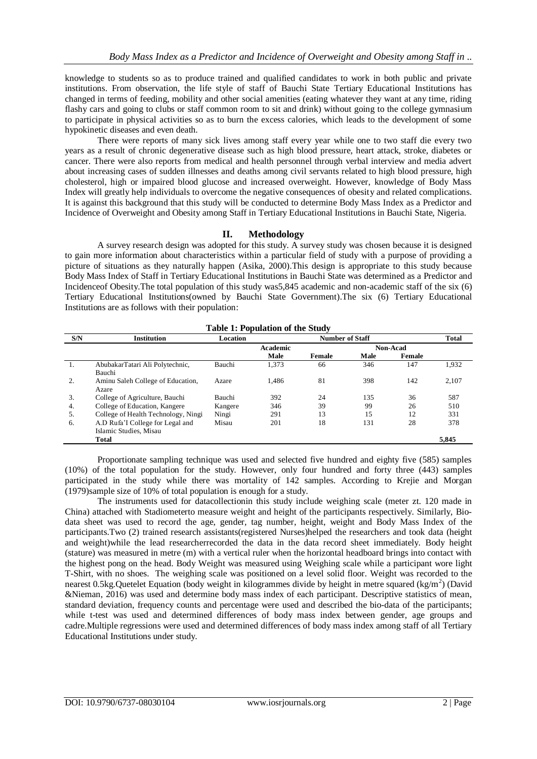knowledge to students so as to produce trained and qualified candidates to work in both public and private institutions. From observation, the life style of staff of Bauchi State Tertiary Educational Institutions has changed in terms of feeding, mobility and other social amenities (eating whatever they want at any time, riding flashy cars and going to clubs or staff common room to sit and drink) without going to the college gymnasium to participate in physical activities so as to burn the excess calories, which leads to the development of some hypokinetic diseases and even death.

There were reports of many sick lives among staff every year while one to two staff die every two years as a result of chronic degenerative disease such as high blood pressure, heart attack, stroke, diabetes or cancer. There were also reports from medical and health personnel through verbal interview and media advert about increasing cases of sudden illnesses and deaths among civil servants related to high blood pressure, high cholesterol, high or impaired blood glucose and increased overweight. However, knowledge of Body Mass Index will greatly help individuals to overcome the negative consequences of obesity and related complications. It is against this background that this study will be conducted to determine Body Mass Index as a Predictor and Incidence of Overweight and Obesity among Staff in Tertiary Educational Institutions in Bauchi State, Nigeria.

## II. Methodology

A survey research design was adopted for this study. A survey study was chosen because it is designed to gain more information about characteristics within a particular field of study with a purpose of providing a picture of situations as they naturally happen (Asika, 2000).This design is appropriate to this study because Body Mass Index of Staff in Tertiary Educational Institutions in Bauchi State was determined as a Predictor and Incidenceof Obesity.The total population of this study was5,845 academic and non-academic staff of the six (6) Tertiary Educational Institutions(owned by Bauchi State Government).The six (6) Tertiary Educational Institutions are as follows with their population:

**Table 1: Population of the Study**

| S/N | Institution | Location | Number of Staff | | | | Total |
|---|---|---|---|---|---|---|---|
| | | | Academic | | Non-Acad | | |
| | | | Male | Female | Male | Female | |
| 1. | AbubakarTatari Ali Polytechnic, Bauchi | Bauchi | 1,373 | 66 | 346 | 147 | 1,932 |
| 2. | Aminu Saleh College of Education, Azare | Azare | 1,486 | 81 | 398 | 142 | 2,107 |
| 3. | College of Agriculture, Bauchi | Bauchi | 392 | 24 | 135 | 36 | 587 |
| 4. | College of Education, Kangere | Kangere | 346 | 39 | 99 | 26 | 510 |
| 5. | College of Health Technology, Ningi | Ningi | 291 | 13 | 15 | 12 | 331 |
| 6. | A.D Rufa'I College for Legal and Islamic Studies, Misau | Misau | 201 | 18 | 131 | 28 | 378 |
| | **Total** | | | | | | **5,845** |

Proportionate sampling technique was used and selected five hundred and eighty five (585) samples (10%) of the total population for the study. However, only four hundred and forty three (443) samples participated in the study while there was mortality of 142 samples. According to Krejie and Morgan (1979)sample size of 10% of total population is enough for a study.

The instruments used for datacollectionin this study include weighing scale (meter zt. 120 made in China) attached with Stadiometerto measure weight and height of the participants respectively. Similarly, Bio-data sheet was used to record the age, gender, tag number, height, weight and Body Mass Index of the participants.Two (2) trained research assistants(registered Nurses)helped the researchers and took data (height and weight)while the lead researcherrecorded the data in the data record sheet immediately. Body height (stature) was measured in metre (m) with a vertical ruler when the horizontal headboard brings into contact with the highest pong on the head. Body Weight was measured using Weighing scale while a participant wore light T-Shirt, with no shoes. The weighing scale was positioned on a level solid floor. Weight was recorded to the nearest 0.5kg.Quetelet Equation (body weight in kilogrammes divide by height in metre squared ($kg/m^2$) (David &Nieman, 2016) was used and determine body mass index of each participant. Descriptive statistics of mean, standard deviation, frequency counts and percentage were used and described the bio-data of the participants; while t-test was used and determined differences of body mass index between gender, age groups and cadre.Multiple regressions were used and determined differences of body mass index among staff of all Tertiary Educational Institutions under study.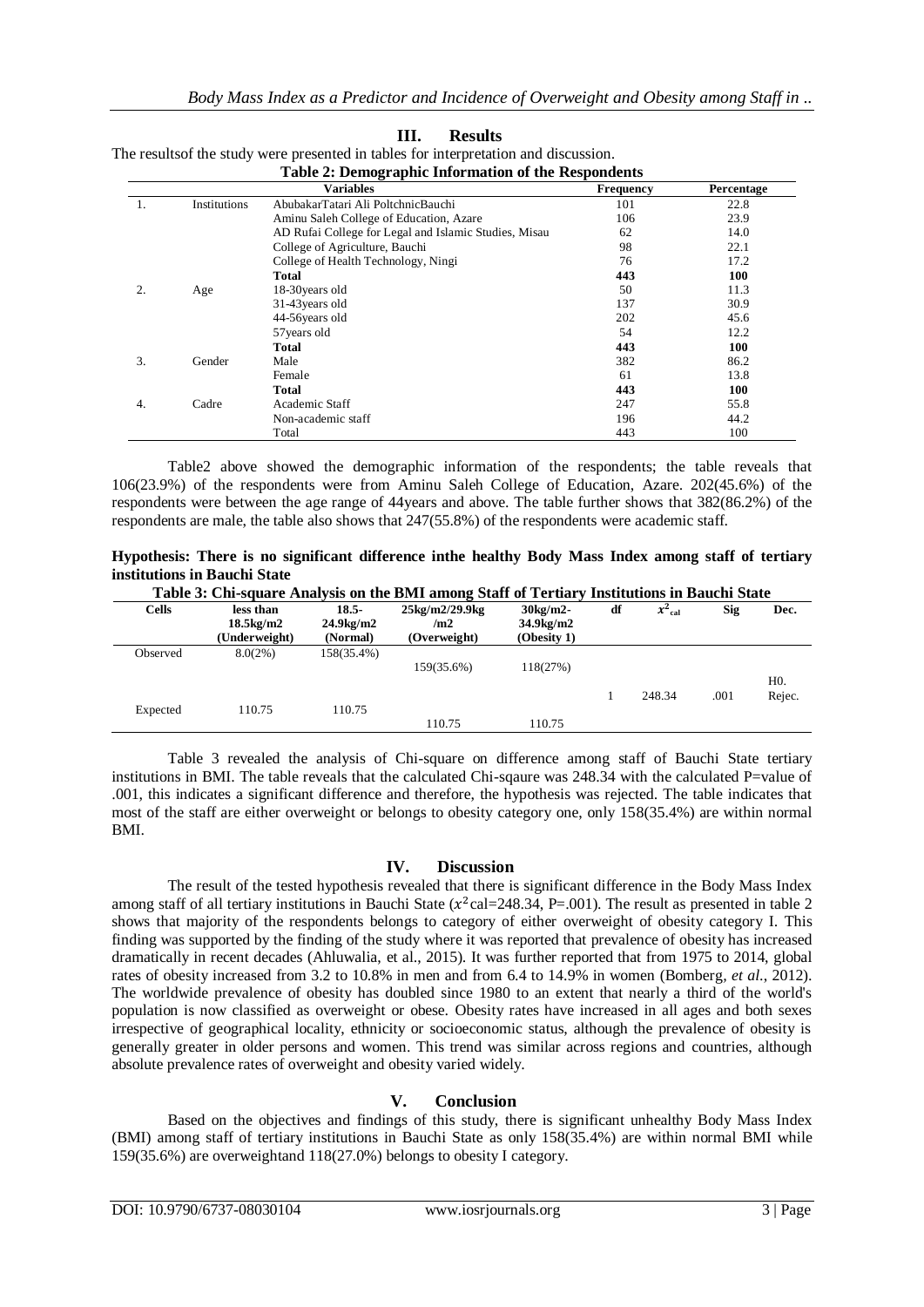## III. Results

The resultsof the study were presented in tables for interpretation and discussion.

**Table 2: Demographic Information of the Respondents**

| | | Variables | Frequency | Percentage |
|---|---|---|---|---|
| 1. | Institutions | AbubakarTatari Ali PoltchnicBauchi | 101 | 22.8 |
| | | Aminu Saleh College of Education, Azare | 106 | 23.9 |
| | | AD Rufai College for Legal and Islamic Studies, Misau | 62 | 14.0 |
| | | College of Agriculture, Bauchi | 98 | 22.1 |
| | | College of Health Technology, Ningi | 76 | 17.2 |
| | | **Total** | **443** | **100** |
| 2. | Age | 18-30years old | 50 | 11.3 |
| | | 31-43years old | 137 | 30.9 |
| | | 44-56years old | 202 | 45.6 |
| | | 57years old | 54 | 12.2 |
| | | **Total** | **443** | **100** |
| 3. | Gender | Male | 382 | 86.2 |
| | | Female | 61 | 13.8 |
| | | **Total** | **443** | **100** |
| 4. | Cadre | Academic Staff | 247 | 55.8 |
| | | Non-academic staff | 196 | 44.2 |
| | | Total | 443 | 100 |

Table2 above showed the demographic information of the respondents; the table reveals that 106(23.9%) of the respondents were from Aminu Saleh College of Education, Azare. 202(45.6%) of the respondents were between the age range of 44years and above. The table further shows that 382(86.2%) of the respondents are male, the table also shows that 247(55.8%) of the respondents were academic staff.

**Hypothesis: There is no significant difference inthe healthy Body Mass Index among staff of tertiary institutions in Bauchi State**

**Table 3: Chi-square Analysis on the BMI among Staff of Tertiary Institutions in Bauchi State**

| Cells | less than 18.5kg/m2 (Underweight) | 18.5-24.9kg/m2 (Normal) | 25kg/m2/29.9kg/m2 (Overweight) | 30kg/m2-34.9kg/m2 (Obesity 1) | df | $x^2_{cal}$ | Sig | Dec. |
|---|---|---|---|---|---|---|---|---|
| Observed | 8.0(2%) | 158(35.4%) | 159(35.6%) | 118(27%) | 1 | 248.34 | .001 | H0. Rejec. |
| Expected | 110.75 | 110.75 | 110.75 | 110.75 | | | | |

Table 3 revealed the analysis of Chi-square on difference among staff of Bauchi State tertiary institutions in BMI. The table reveals that the calculated Chi-sqaure was 248.34 with the calculated P=value of .001, this indicates a significant difference and therefore, the hypothesis was rejected. The table indicates that most of the staff are either overweight or belongs to obesity category one, only 158(35.4%) are within normal BMI.

## IV. Discussion

The result of the tested hypothesis revealed that there is significant difference in the Body Mass Index among staff of all tertiary institutions in Bauchi State ($x^2$cal=248.34, P=.001). The result as presented in table 2 shows that majority of the respondents belongs to category of either overweight of obesity category I. This finding was supported by the finding of the study where it was reported that prevalence of obesity has increased dramatically in recent decades (Ahluwalia, et al., 2015). It was further reported that from 1975 to 2014, global rates of obesity increased from 3.2 to 10.8% in men and from 6.4 to 14.9% in women (Bomberg, *et al.*, 2012). The worldwide prevalence of obesity has doubled since 1980 to an extent that nearly a third of the world's population is now classified as overweight or obese. Obesity rates have increased in all ages and both sexes irrespective of geographical locality, ethnicity or socioeconomic status, although the prevalence of obesity is generally greater in older persons and women. This trend was similar across regions and countries, although absolute prevalence rates of overweight and obesity varied widely.

## V. Conclusion

Based on the objectives and findings of this study, there is significant unhealthy Body Mass Index (BMI) among staff of tertiary institutions in Bauchi State as only 158(35.4%) are within normal BMI while 159(35.6%) are overweightand 118(27.0%) belongs to obesity I category.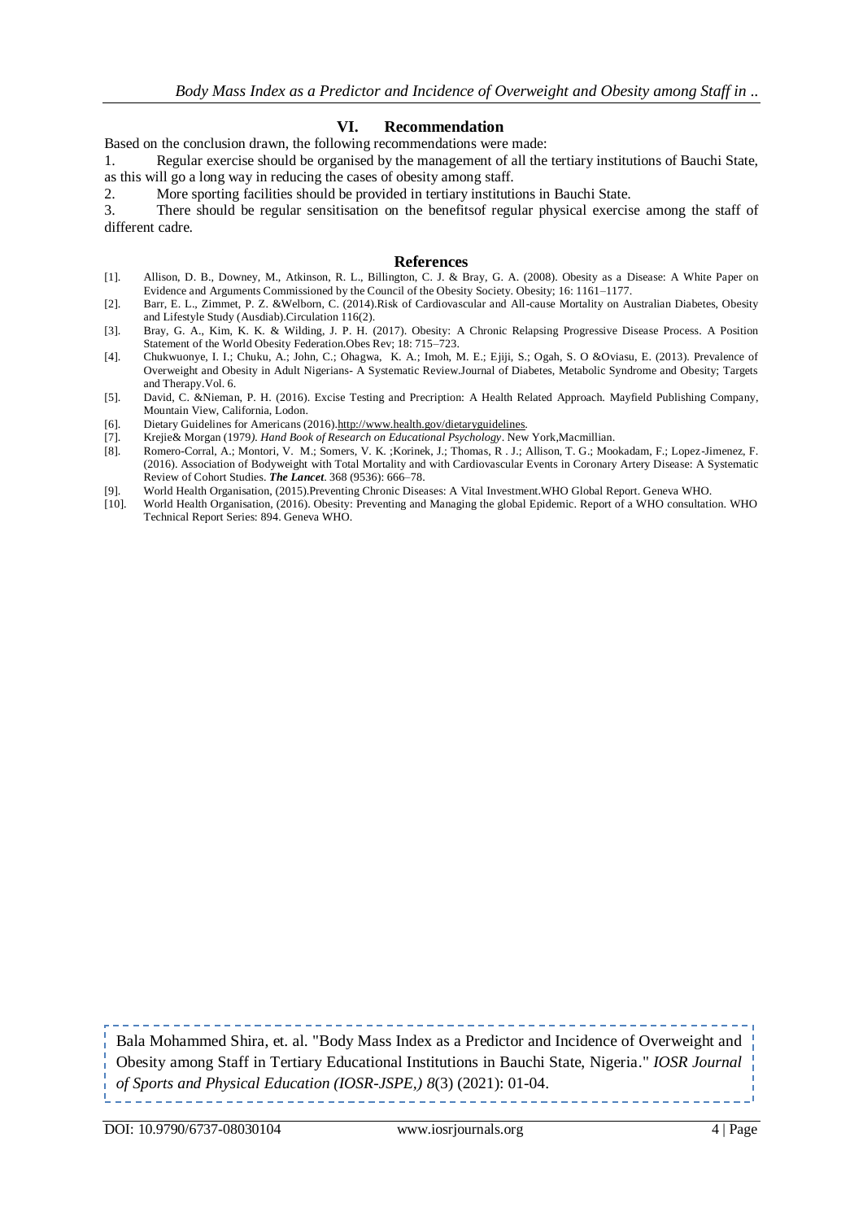## VI. Recommendation

Based on the conclusion drawn, the following recommendations were made:

1. Regular exercise should be organised by the management of all the tertiary institutions of Bauchi State, as this will go a long way in reducing the cases of obesity among staff.
2. More sporting facilities should be provided in tertiary institutions in Bauchi State.
3. There should be regular sensitisation on the benefitsof regular physical exercise among the staff of different cadre.

## References

[1]. Allison, D. B., Downey, M., Atkinson, R. L., Billington, C. J. & Bray, G. A. (2008). Obesity as a Disease: A White Paper on Evidence and Arguments Commissioned by the Council of the Obesity Society. Obesity; 16: 1161–1177.

[2]. Barr, E. L., Zimmet, P. Z. &Welborn, C. (2014).Risk of Cardiovascular and All-cause Mortality on Australian Diabetes, Obesity and Lifestyle Study (Ausdiab).Circulation 116(2).

[3]. Bray, G. A., Kim, K. K. & Wilding, J. P. H. (2017). Obesity: A Chronic Relapsing Progressive Disease Process. A Position Statement of the World Obesity Federation.Obes Rev; 18: 715–723.

[4]. Chukwuonye, I. I.; Chuku, A.; John, C.; Ohagwa, K. A.; Imoh, M. E.; Ejiji, S.; Ogah, S. O &Oviasu, E. (2013). Prevalence of Overweight and Obesity in Adult Nigerians- A Systematic Review.Journal of Diabetes, Metabolic Syndrome and Obesity; Targets and Therapy.Vol. 6.

[5]. David, C. &Nieman, P. H. (2016). Excise Testing and Precription: A Health Related Approach. Mayfield Publishing Company, Mountain View, California, Lodon.

[6]. Dietary Guidelines for Americans (2016).http://www.health.gov/dietaryguidelines.

[7]. Krejie& Morgan (1979*). Hand Book of Research on Educational Psychology*. New York,Macmillian.

[8]. Romero-Corral, A.; Montori, V. M.; Somers, V. K. ;Korinek, J.; Thomas, R . J.; Allison, T. G.; Mookadam, F.; Lopez-Jimenez, F. (2016). Association of Bodyweight with Total Mortality and with Cardiovascular Events in Coronary Artery Disease: A Systematic Review of Cohort Studies. ***The Lancet***. 368 (9536): 666–78.

[9]. World Health Organisation, (2015).Preventing Chronic Diseases: A Vital Investment.WHO Global Report. Geneva WHO.

[10]. World Health Organisation, (2016). Obesity: Preventing and Managing the global Epidemic. Report of a WHO consultation. WHO Technical Report Series: 894. Geneva WHO.

Bala Mohammed Shira, et. al. "Body Mass Index as a Predictor and Incidence of Overweight and Obesity among Staff in Tertiary Educational Institutions in Bauchi State, Nigeria." *IOSR Journal of Sports and Physical Education (IOSR-JSPE,) 8*(3) (2021): 01-04.